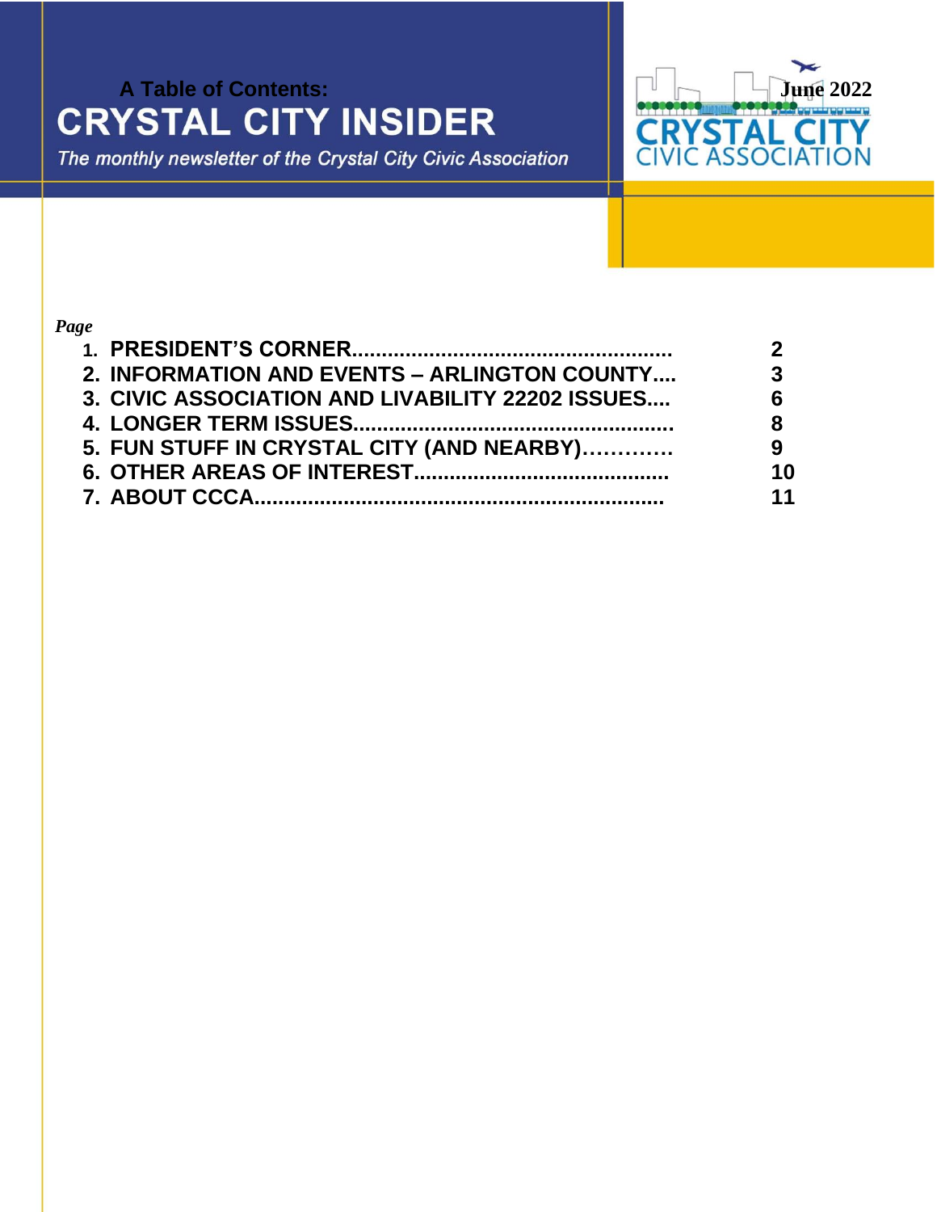A Table of Contents:

# CRYSTAL CITY INSIDER

*The monthly newsletter of the Crystal City Civic Association*

**June 2022**

CRYSTAL CITY CIVIC ASSOCIATION

| | *Page* |
|---|---|
| **1. PRESIDENT'S CORNER....................................................** | **2** |
| **2. INFORMATION AND EVENTS – ARLINGTON COUNTY....** | **3** |
| **3. CIVIC ASSOCIATION AND LIVABILITY 22202 ISSUES....** | **6** |
| **4. LONGER TERM ISSUES....................................................** | **8** |
| **5. FUN STUFF IN CRYSTAL CITY (AND NEARBY)…………** | **9** |
| **6. OTHER AREAS OF INTEREST..........................................** | **10** |
| **7. ABOUT CCCA...................................................................** | **11** |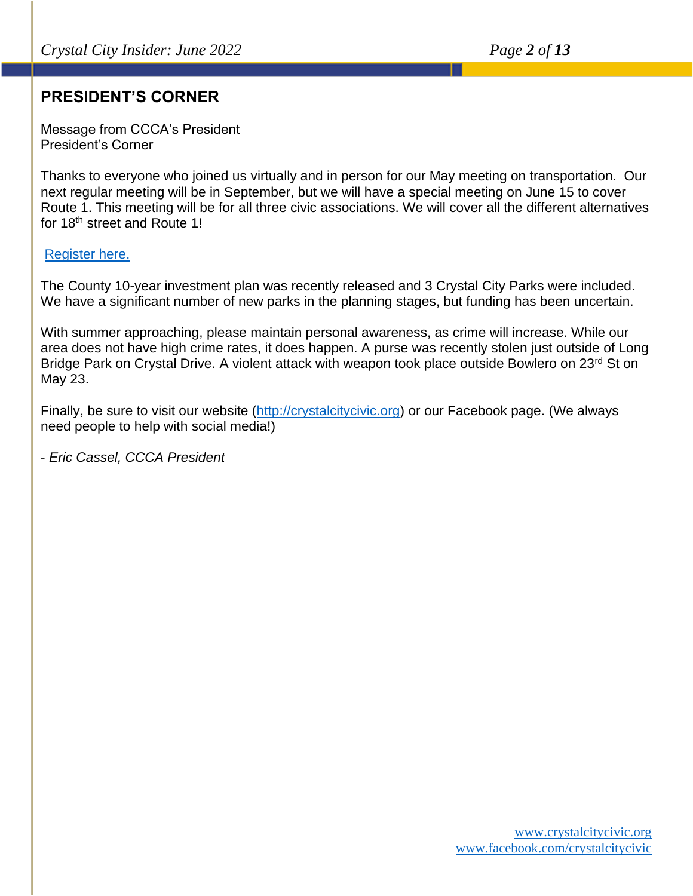## PRESIDENT'S CORNER

Message from CCCA's President
President's Corner

Thanks to everyone who joined us virtually and in person for our May meeting on transportation. Our next regular meeting will be in September, but we will have a special meeting on June 15 to cover Route 1. This meeting will be for all three civic associations. We will cover all the different alternatives for 18th street and Route 1!

[Register here.]

The County 10-year investment plan was recently released and 3 Crystal City Parks were included. We have a significant number of new parks in the planning stages, but funding has been uncertain.

With summer approaching, please maintain personal awareness, as crime will increase. While our area does not have high crime rates, it does happen. A purse was recently stolen just outside of Long Bridge Park on Crystal Drive. A violent attack with weapon took place outside Bowlero on 23rd St on May 23.

Finally, be sure to visit our website (http://crystalcitycivic.org) or our Facebook page. (We always need people to help with social media!)

*- Eric Cassel, CCCA President*

www.crystalcitycivic.org
www.facebook.com/crystalcitycivic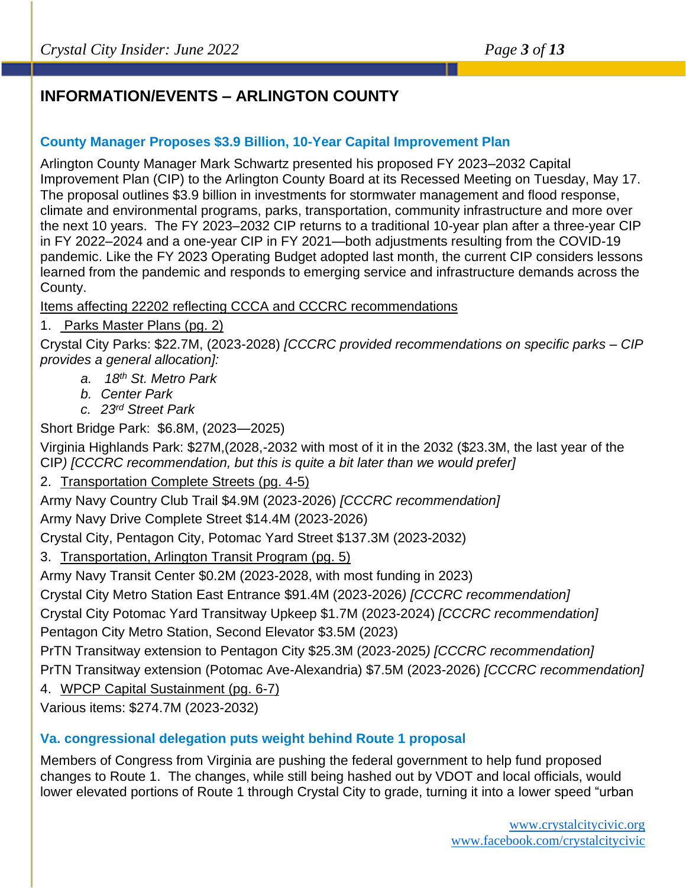## INFORMATION/EVENTS – ARLINGTON COUNTY

### County Manager Proposes $3.9 Billion, 10-Year Capital Improvement Plan

Arlington County Manager Mark Schwartz presented his proposed FY 2023–2032 Capital Improvement Plan (CIP) to the Arlington County Board at its Recessed Meeting on Tuesday, May 17. The proposal outlines $3.9 billion in investments for stormwater management and flood response, climate and environmental programs, parks, transportation, community infrastructure and more over the next 10 years. The FY 2023–2032 CIP returns to a traditional 10-year plan after a three-year CIP in FY 2022–2024 and a one-year CIP in FY 2021—both adjustments resulting from the COVID-19 pandemic. Like the FY 2023 Operating Budget adopted last month, the current CIP considers lessons learned from the pandemic and responds to emerging service and infrastructure demands across the County.

Items affecting 22202 reflecting CCCA and CCCRC recommendations

1. Parks Master Plans (pg. 2)

Crystal City Parks: $22.7M, (2023-2028) *[CCCRC provided recommendations on specific parks – CIP provides a general allocation]:*

   a. *18th St. Metro Park*
   b. *Center Park*
   c. *23rd Street Park*

Short Bridge Park: $6.8M, (2023—2025)

Virginia Highlands Park: $27M,(2028,-2032 with most of it in the 2032 ($23.3M, the last year of the CIP*) [CCCRC recommendation, but this is quite a bit later than we would prefer]*

2. Transportation Complete Streets (pg. 4-5)

Army Navy Country Club Trail $4.9M (2023-2026) *[CCCRC recommendation]*

Army Navy Drive Complete Street $14.4M (2023-2026)

Crystal City, Pentagon City, Potomac Yard Street $137.3M (2023-2032)

3. Transportation, Arlington Transit Program (pg. 5)

Army Navy Transit Center $0.2M (2023-2028, with most funding in 2023)

Crystal City Metro Station East Entrance $91.4M (2023-2026*) [CCCRC recommendation]*

Crystal City Potomac Yard Transitway Upkeep $1.7M (2023-2024) *[CCCRC recommendation]*

Pentagon City Metro Station, Second Elevator $3.5M (2023)

PrTN Transitway extension to Pentagon City $25.3M (2023-2025*) [CCCRC recommendation]*

PrTN Transitway extension (Potomac Ave-Alexandria) $7.5M (2023-2026) *[CCCRC recommendation]*

4. WPCP Capital Sustainment (pg. 6-7)

Various items: $274.7M (2023-2032)

### Va. congressional delegation puts weight behind Route 1 proposal

Members of Congress from Virginia are pushing the federal government to help fund proposed changes to Route 1. The changes, while still being hashed out by VDOT and local officials, would lower elevated portions of Route 1 through Crystal City to grade, turning it into a lower speed "urban

www.crystalcitycivic.org
www.facebook.com/crystalcitycivic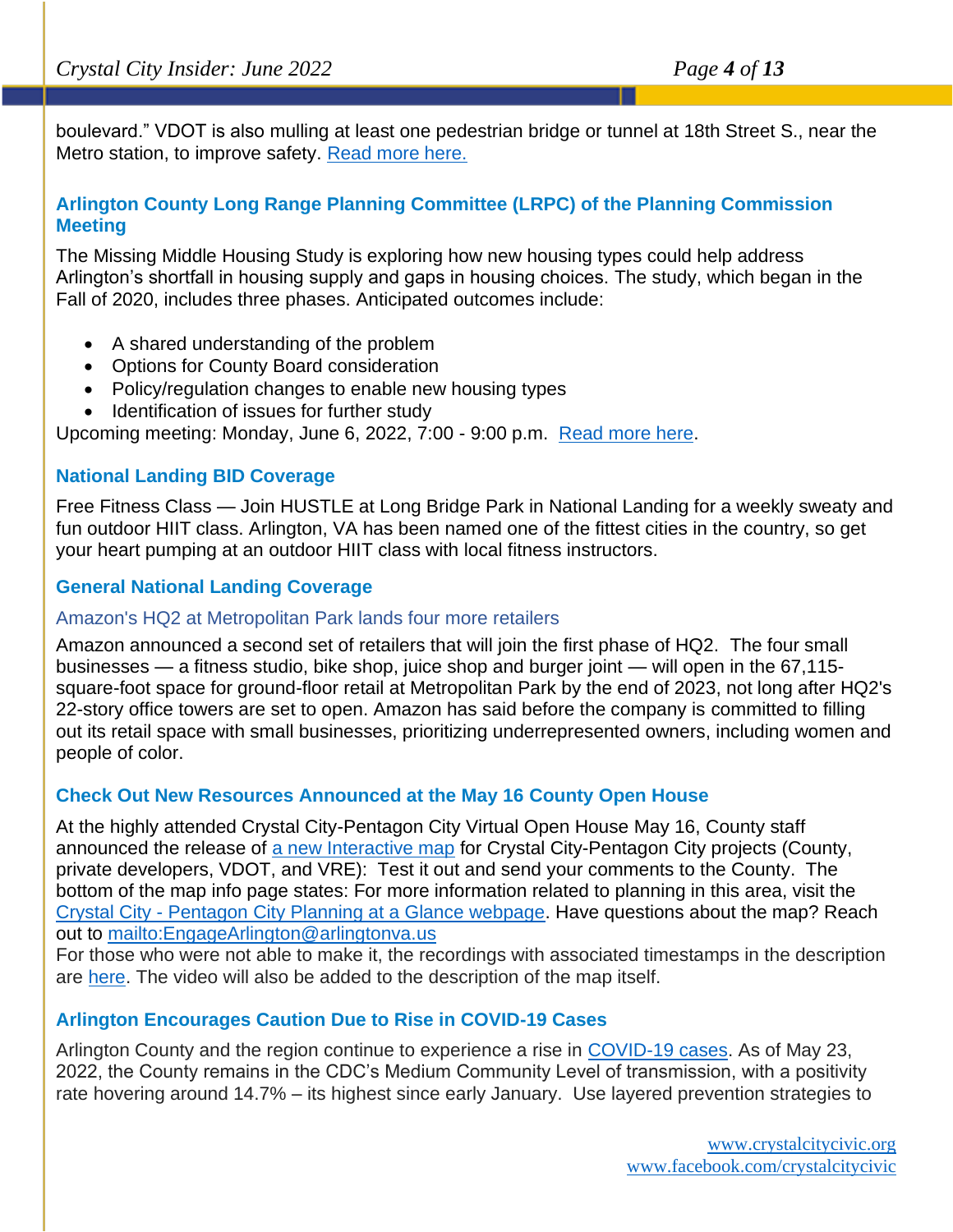boulevard." VDOT is also mulling at least one pedestrian bridge or tunnel at 18th Street S., near the Metro station, to improve safety. Read more here.

### Arlington County Long Range Planning Committee (LRPC) of the Planning Commission Meeting

The Missing Middle Housing Study is exploring how new housing types could help address Arlington's shortfall in housing supply and gaps in housing choices. The study, which began in the Fall of 2020, includes three phases. Anticipated outcomes include:

- A shared understanding of the problem
- Options for County Board consideration
- Policy/regulation changes to enable new housing types
- Identification of issues for further study

Upcoming meeting: Monday, June 6, 2022, 7:00 - 9:00 p.m. Read more here.

### National Landing BID Coverage

Free Fitness Class — Join HUSTLE at Long Bridge Park in National Landing for a weekly sweaty and fun outdoor HIIT class. Arlington, VA has been named one of the fittest cities in the country, so get your heart pumping at an outdoor HIIT class with local fitness instructors.

### General National Landing Coverage

#### Amazon's HQ2 at Metropolitan Park lands four more retailers

Amazon announced a second set of retailers that will join the first phase of HQ2. The four small businesses — a fitness studio, bike shop, juice shop and burger joint — will open in the 67,115-square-foot space for ground-floor retail at Metropolitan Park by the end of 2023, not long after HQ2's 22-story office towers are set to open. Amazon has said before the company is committed to filling out its retail space with small businesses, prioritizing underrepresented owners, including women and people of color.

### Check Out New Resources Announced at the May 16 County Open House

At the highly attended Crystal City-Pentagon City Virtual Open House May 16, County staff announced the release of a new Interactive map for Crystal City-Pentagon City projects (County, private developers, VDOT, and VRE): Test it out and send your comments to the County. The bottom of the map info page states: For more information related to planning in this area, visit the Crystal City - Pentagon City Planning at a Glance webpage. Have questions about the map? Reach out to mailto:EngageArlington@arlingtonva.us
For those who were not able to make it, the recordings with associated timestamps in the description are here. The video will also be added to the description of the map itself.

### Arlington Encourages Caution Due to Rise in COVID-19 Cases

Arlington County and the region continue to experience a rise in COVID-19 cases. As of May 23, 2022, the County remains in the CDC's Medium Community Level of transmission, with a positivity rate hovering around 14.7% – its highest since early January. Use layered prevention strategies to

www.crystalcitycivic.org
www.facebook.com/crystalcitycivic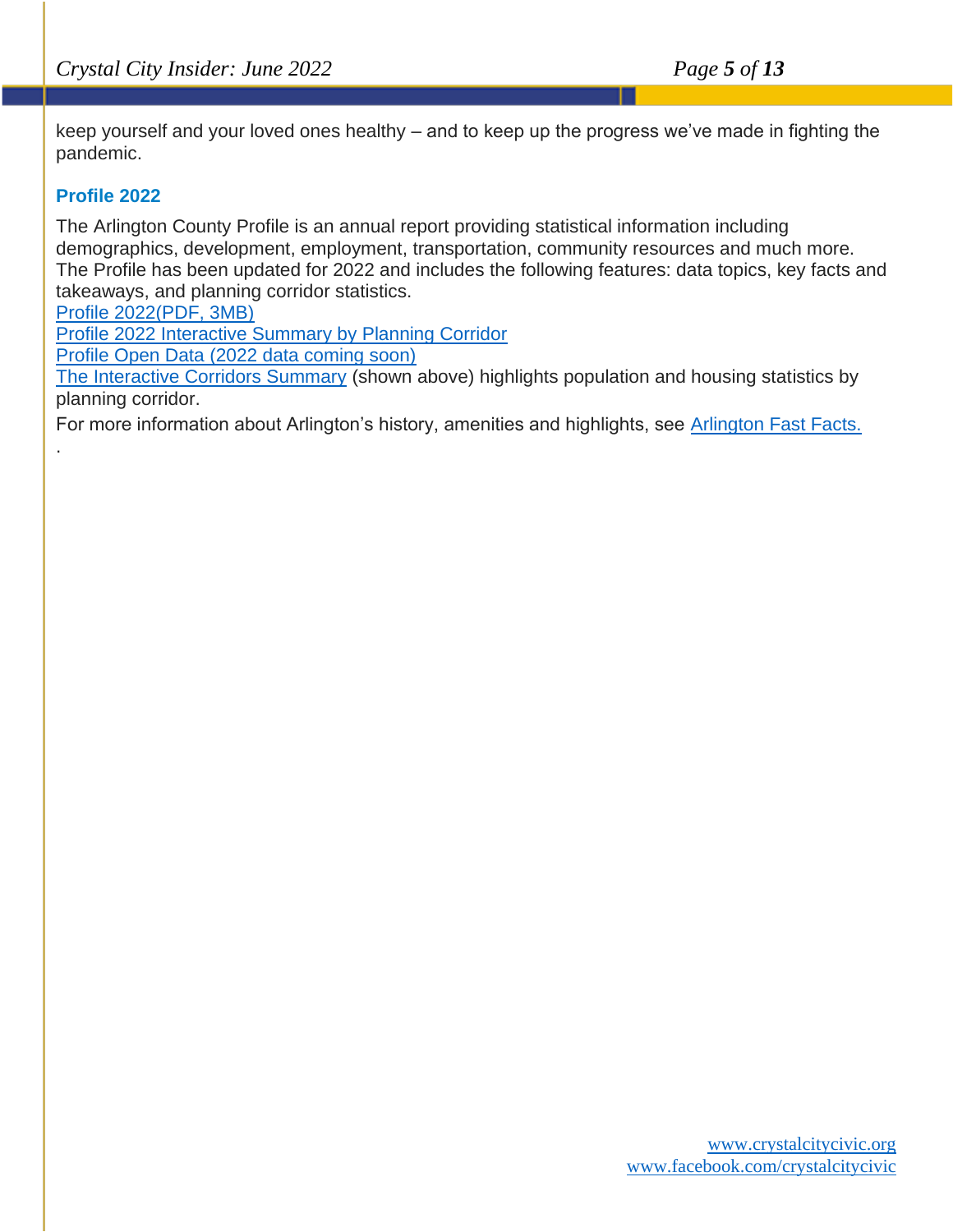keep yourself and your loved ones healthy – and to keep up the progress we've made in fighting the pandemic.

### Profile 2022

The Arlington County Profile is an annual report providing statistical information including demographics, development, employment, transportation, community resources and much more. The Profile has been updated for 2022 and includes the following features: data topics, key facts and takeaways, and planning corridor statistics.

Profile 2022(PDF, 3MB)
Profile 2022 Interactive Summary by Planning Corridor
Profile Open Data (2022 data coming soon)
The Interactive Corridors Summary (shown above) highlights population and housing statistics by planning corridor.

For more information about Arlington's history, amenities and highlights, see Arlington Fast Facts.

.

www.crystalcitycivic.org
www.facebook.com/crystalcitycivic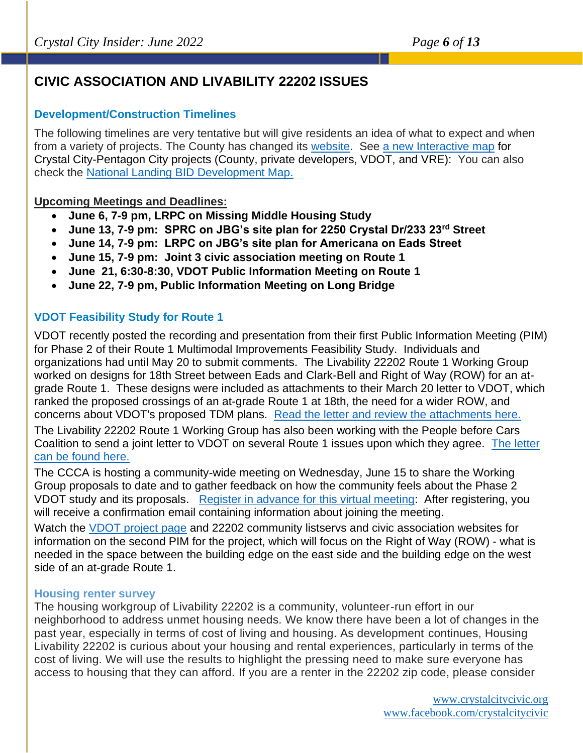# CIVIC ASSOCIATION AND LIVABILITY 22202 ISSUES

## Development/Construction Timelines

The following timelines are very tentative but will give residents an idea of what to expect and when from a variety of projects. The County has changed its website. See a new Interactive map for Crystal City-Pentagon City projects (County, private developers, VDOT, and VRE): You can also check the National Landing BID Development Map.

**Upcoming Meetings and Deadlines:**

- **June 6, 7-9 pm, LRPC on Missing Middle Housing Study**
- **June 13, 7-9 pm: SPRC on JBG's site plan for 2250 Crystal Dr/233 23rd Street**
- **June 14, 7-9 pm: LRPC on JBG's site plan for Americana on Eads Street**
- **June 15, 7-9 pm: Joint 3 civic association meeting on Route 1**
- **June 21, 6:30-8:30, VDOT Public Information Meeting on Route 1**
- **June 22, 7-9 pm, Public Information Meeting on Long Bridge**

## VDOT Feasibility Study for Route 1

VDOT recently posted the recording and presentation from their first Public Information Meeting (PIM) for Phase 2 of their Route 1 Multimodal Improvements Feasibility Study. Individuals and organizations had until May 20 to submit comments. The Livability 22202 Route 1 Working Group worked on designs for 18th Street between Eads and Clark-Bell and Right of Way (ROW) for an at-grade Route 1. These designs were included as attachments to their March 20 letter to VDOT, which ranked the proposed crossings of an at-grade Route 1 at 18th, the need for a wider ROW, and concerns about VDOT's proposed TDM plans. Read the letter and review the attachments here.

The Livability 22202 Route 1 Working Group has also been working with the People before Cars Coalition to send a joint letter to VDOT on several Route 1 issues upon which they agree. The letter can be found here.

The CCCA is hosting a community-wide meeting on Wednesday, June 15 to share the Working Group proposals to date and to gather feedback on how the community feels about the Phase 2 VDOT study and its proposals. Register in advance for this virtual meeting: After registering, you will receive a confirmation email containing information about joining the meeting.

Watch the VDOT project page and 22202 community listservs and civic association websites for information on the second PIM for the project, which will focus on the Right of Way (ROW) - what is needed in the space between the building edge on the east side and the building edge on the west side of an at-grade Route 1.

## Housing renter survey

The housing workgroup of Livability 22202 is a community, volunteer-run effort in our neighborhood to address unmet housing needs. We know there have been a lot of changes in the past year, especially in terms of cost of living and housing. As development continues, Housing Livability 22202 is curious about your housing and rental experiences, particularly in terms of the cost of living. We will use the results to highlight the pressing need to make sure everyone has access to housing that they can afford. If you are a renter in the 22202 zip code, please consider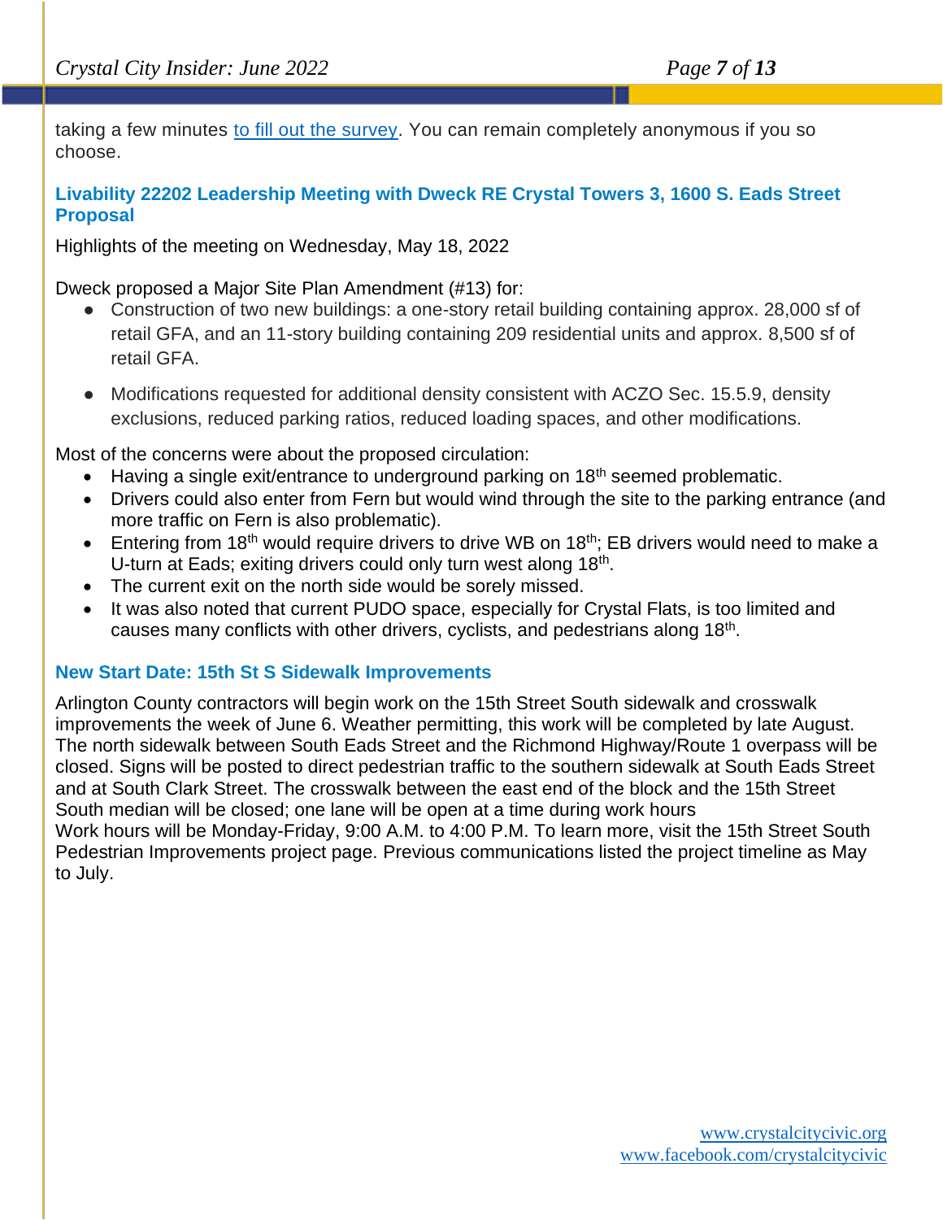taking a few minutes [to fill out the survey](). You can remain completely anonymous if you so choose.

### Livability 22202 Leadership Meeting with Dweck RE Crystal Towers 3, 1600 S. Eads Street Proposal

Highlights of the meeting on Wednesday, May 18, 2022

Dweck proposed a Major Site Plan Amendment (#13) for:

- Construction of two new buildings: a one-story retail building containing approx. 28,000 sf of retail GFA, and an 11-story building containing 209 residential units and approx. 8,500 sf of retail GFA.
- Modifications requested for additional density consistent with ACZO Sec. 15.5.9, density exclusions, reduced parking ratios, reduced loading spaces, and other modifications.

Most of the concerns were about the proposed circulation:

- Having a single exit/entrance to underground parking on 18th seemed problematic.
- Drivers could also enter from Fern but would wind through the site to the parking entrance (and more traffic on Fern is also problematic).
- Entering from 18th would require drivers to drive WB on 18th; EB drivers would need to make a U-turn at Eads; exiting drivers could only turn west along 18th.
- The current exit on the north side would be sorely missed.
- It was also noted that current PUDO space, especially for Crystal Flats, is too limited and causes many conflicts with other drivers, cyclists, and pedestrians along 18th.

### New Start Date: 15th St S Sidewalk Improvements

Arlington County contractors will begin work on the 15th Street South sidewalk and crosswalk improvements the week of June 6. Weather permitting, this work will be completed by late August. The north sidewalk between South Eads Street and the Richmond Highway/Route 1 overpass will be closed. Signs will be posted to direct pedestrian traffic to the southern sidewalk at South Eads Street and at South Clark Street. The crosswalk between the east end of the block and the 15th Street South median will be closed; one lane will be open at a time during work hours
Work hours will be Monday-Friday, 9:00 A.M. to 4:00 P.M. To learn more, visit the 15th Street South Pedestrian Improvements project page. Previous communications listed the project timeline as May to July.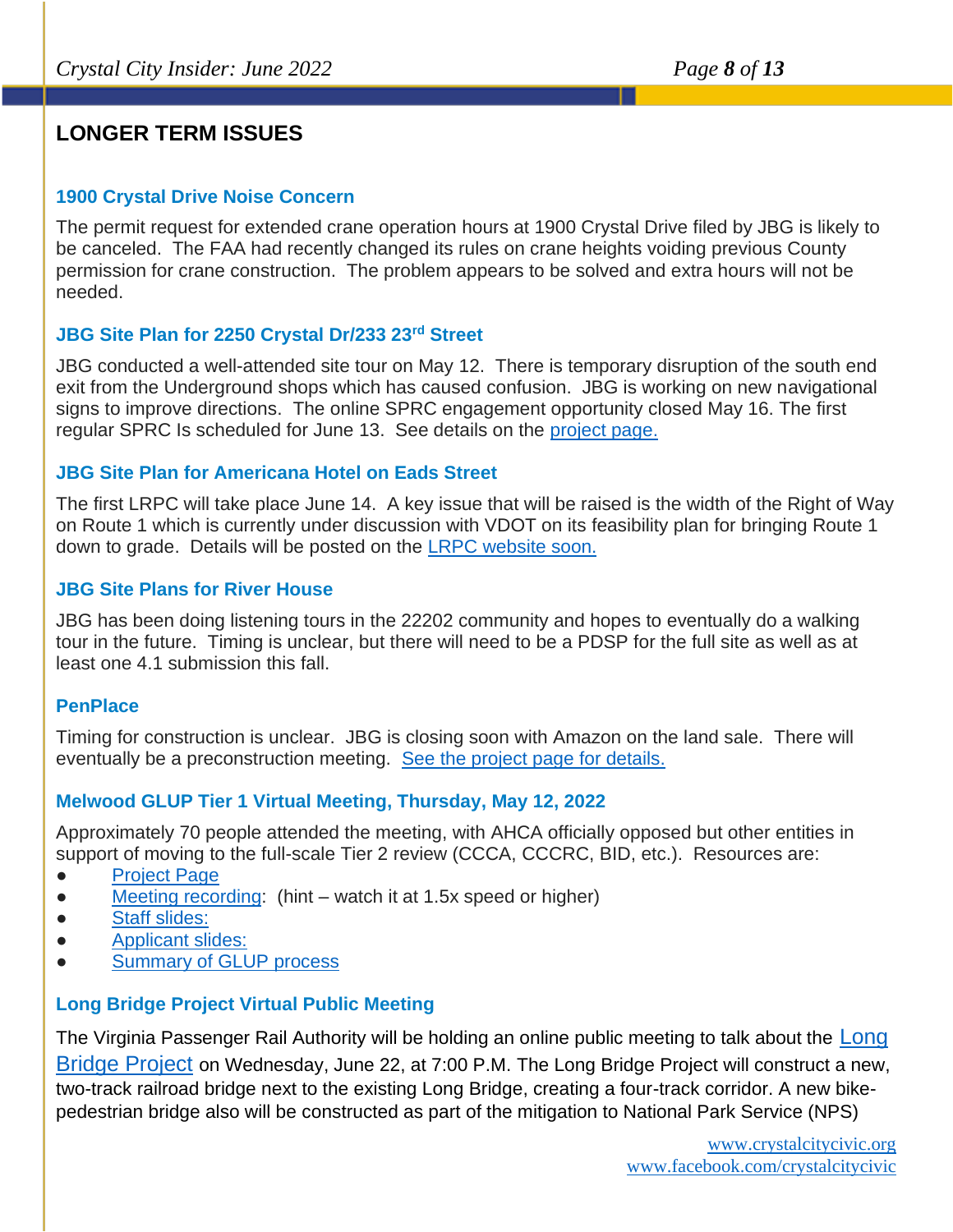## LONGER TERM ISSUES

### 1900 Crystal Drive Noise Concern

The permit request for extended crane operation hours at 1900 Crystal Drive filed by JBG is likely to be canceled. The FAA had recently changed its rules on crane heights voiding previous County permission for crane construction. The problem appears to be solved and extra hours will not be needed.

### JBG Site Plan for 2250 Crystal Dr/233 23rd Street

JBG conducted a well-attended site tour on May 12. There is temporary disruption of the south end exit from the Underground shops which has caused confusion. JBG is working on new navigational signs to improve directions. The online SPRC engagement opportunity closed May 16. The first regular SPRC Is scheduled for June 13. See details on the project page.

### JBG Site Plan for Americana Hotel on Eads Street

The first LRPC will take place June 14. A key issue that will be raised is the width of the Right of Way on Route 1 which is currently under discussion with VDOT on its feasibility plan for bringing Route 1 down to grade. Details will be posted on the LRPC website soon.

### JBG Site Plans for River House

JBG has been doing listening tours in the 22202 community and hopes to eventually do a walking tour in the future. Timing is unclear, but there will need to be a PDSP for the full site as well as at least one 4.1 submission this fall.

### PenPlace

Timing for construction is unclear. JBG is closing soon with Amazon on the land sale. There will eventually be a preconstruction meeting. See the project page for details.

### Melwood GLUP Tier 1 Virtual Meeting, Thursday, May 12, 2022

Approximately 70 people attended the meeting, with AHCA officially opposed but other entities in support of moving to the full-scale Tier 2 review (CCCA, CCCRC, BID, etc.). Resources are:

- Project Page
- Meeting recording: (hint – watch it at 1.5x speed or higher)
- Staff slides:
- Applicant slides:
- Summary of GLUP process

### Long Bridge Project Virtual Public Meeting

The Virginia Passenger Rail Authority will be holding an online public meeting to talk about the Long Bridge Project on Wednesday, June 22, at 7:00 P.M. The Long Bridge Project will construct a new, two-track railroad bridge next to the existing Long Bridge, creating a four-track corridor. A new bike-pedestrian bridge also will be constructed as part of the mitigation to National Park Service (NPS)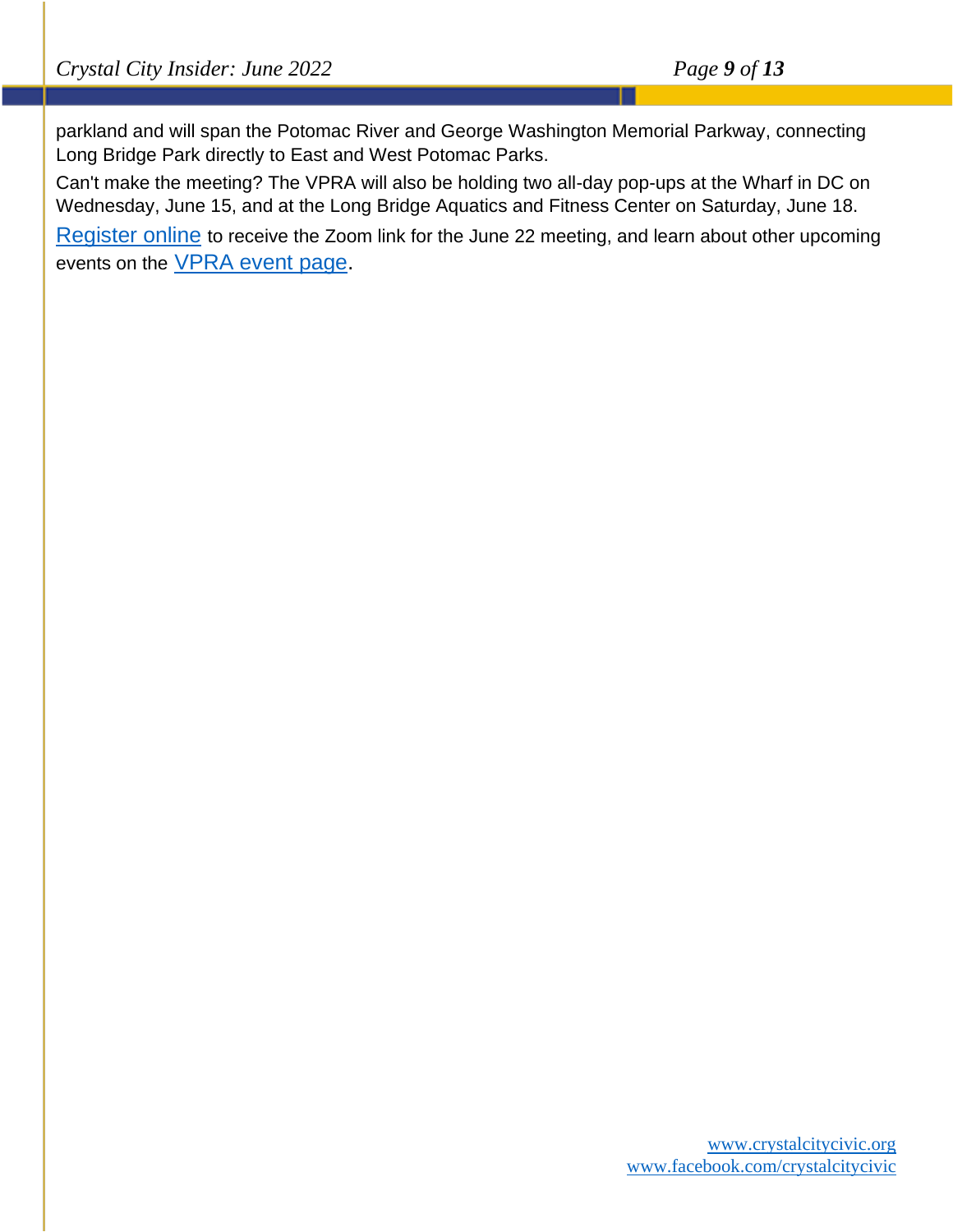parkland and will span the Potomac River and George Washington Memorial Parkway, connecting Long Bridge Park directly to East and West Potomac Parks.

Can't make the meeting? The VPRA will also be holding two all-day pop-ups at the Wharf in DC on Wednesday, June 15, and at the Long Bridge Aquatics and Fitness Center on Saturday, June 18.

Register online to receive the Zoom link for the June 22 meeting, and learn about other upcoming events on the VPRA event page.

www.crystalcitycivic.org
www.facebook.com/crystalcitycivic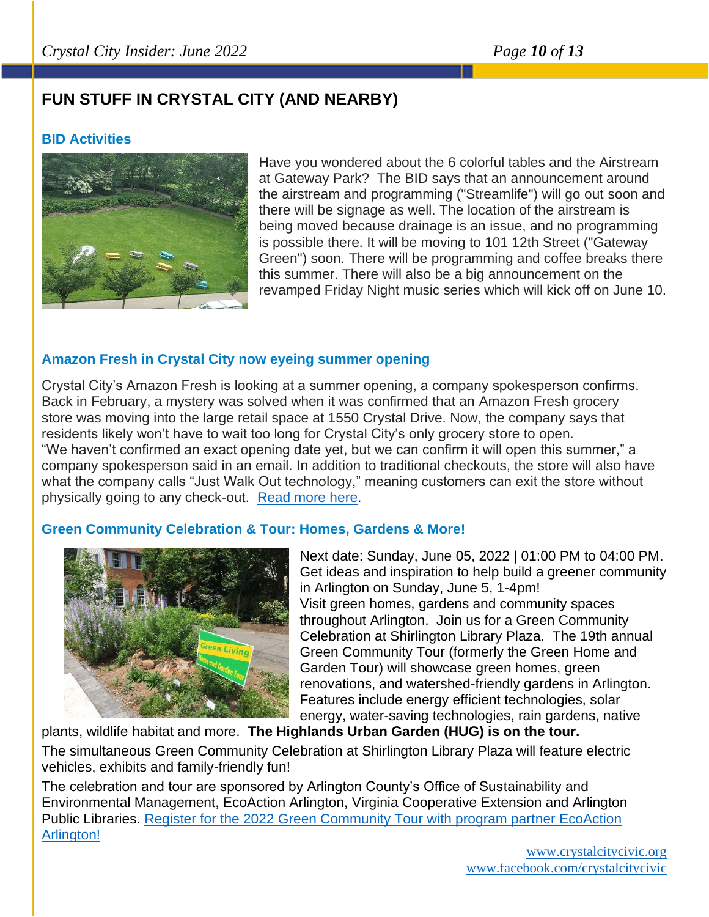## FUN STUFF IN CRYSTAL CITY (AND NEARBY)

### BID Activities

Have you wondered about the 6 colorful tables and the Airstream at Gateway Park? The BID says that an announcement around the airstream and programming ("Streamlife") will go out soon and there will be signage as well. The location of the airstream is being moved because drainage is an issue, and no programming is possible there. It will be moving to 101 12th Street ("Gateway Green") soon. There will be programming and coffee breaks there this summer. There will also be a big announcement on the revamped Friday Night music series which will kick off on June 10.

### Amazon Fresh in Crystal City now eyeing summer opening

Crystal City's Amazon Fresh is looking at a summer opening, a company spokesperson confirms. Back in February, a mystery was solved when it was confirmed that an Amazon Fresh grocery store was moving into the large retail space at 1550 Crystal Drive. Now, the company says that residents likely won't have to wait too long for Crystal City's only grocery store to open. "We haven't confirmed an exact opening date yet, but we can confirm it will open this summer," a company spokesperson said in an email. In addition to traditional checkouts, the store will also have what the company calls "Just Walk Out technology," meaning customers can exit the store without physically going to any check-out. [Read more here](#).

### Green Community Celebration & Tour: Homes, Gardens & More!

Next date: Sunday, June 05, 2022 | 01:00 PM to 04:00 PM. Get ideas and inspiration to help build a greener community in Arlington on Sunday, June 5, 1-4pm!
Visit green homes, gardens and community spaces throughout Arlington. Join us for a Green Community Celebration at Shirlington Library Plaza. The 19th annual Green Community Tour (formerly the Green Home and Garden Tour) will showcase green homes, green renovations, and watershed-friendly gardens in Arlington. Features include energy efficient technologies, solar energy, water-saving technologies, rain gardens, native plants, wildlife habitat and more. **The Highlands Urban Garden (HUG) is on the tour.**

The simultaneous Green Community Celebration at Shirlington Library Plaza will feature electric vehicles, exhibits and family-friendly fun!

The celebration and tour are sponsored by Arlington County's Office of Sustainability and Environmental Management, EcoAction Arlington, Virginia Cooperative Extension and Arlington Public Libraries. [Register for the 2022 Green Community Tour with program partner EcoAction Arlington!](#)

www.crystalcitycivic.org
www.facebook.com/crystalcitycivic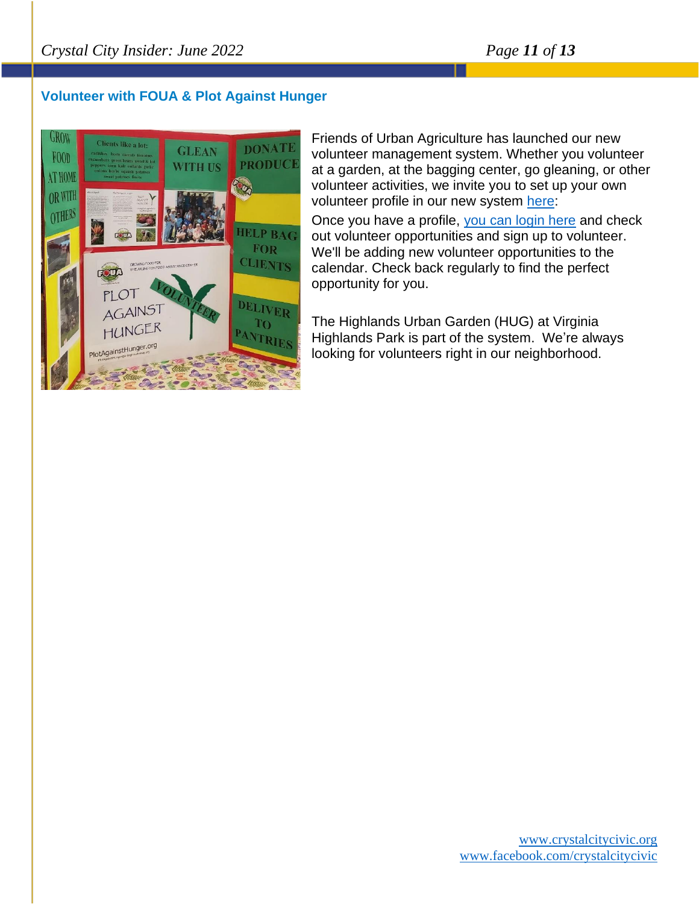## Volunteer with FOUA & Plot Against Hunger

Friends of Urban Agriculture has launched our new volunteer management system. Whether you volunteer at a garden, at the bagging center, go gleaning, or other volunteer activities, we invite you to set up your own volunteer profile in our new system here:

Once you have a profile, you can login here and check out volunteer opportunities and sign up to volunteer. We'll be adding new volunteer opportunities to the calendar. Check back regularly to find the perfect opportunity for you.

The Highlands Urban Garden (HUG) at Virginia Highlands Park is part of the system. We're always looking for volunteers right in our neighborhood.

www.crystalcitycivic.org
www.facebook.com/crystalcitycivic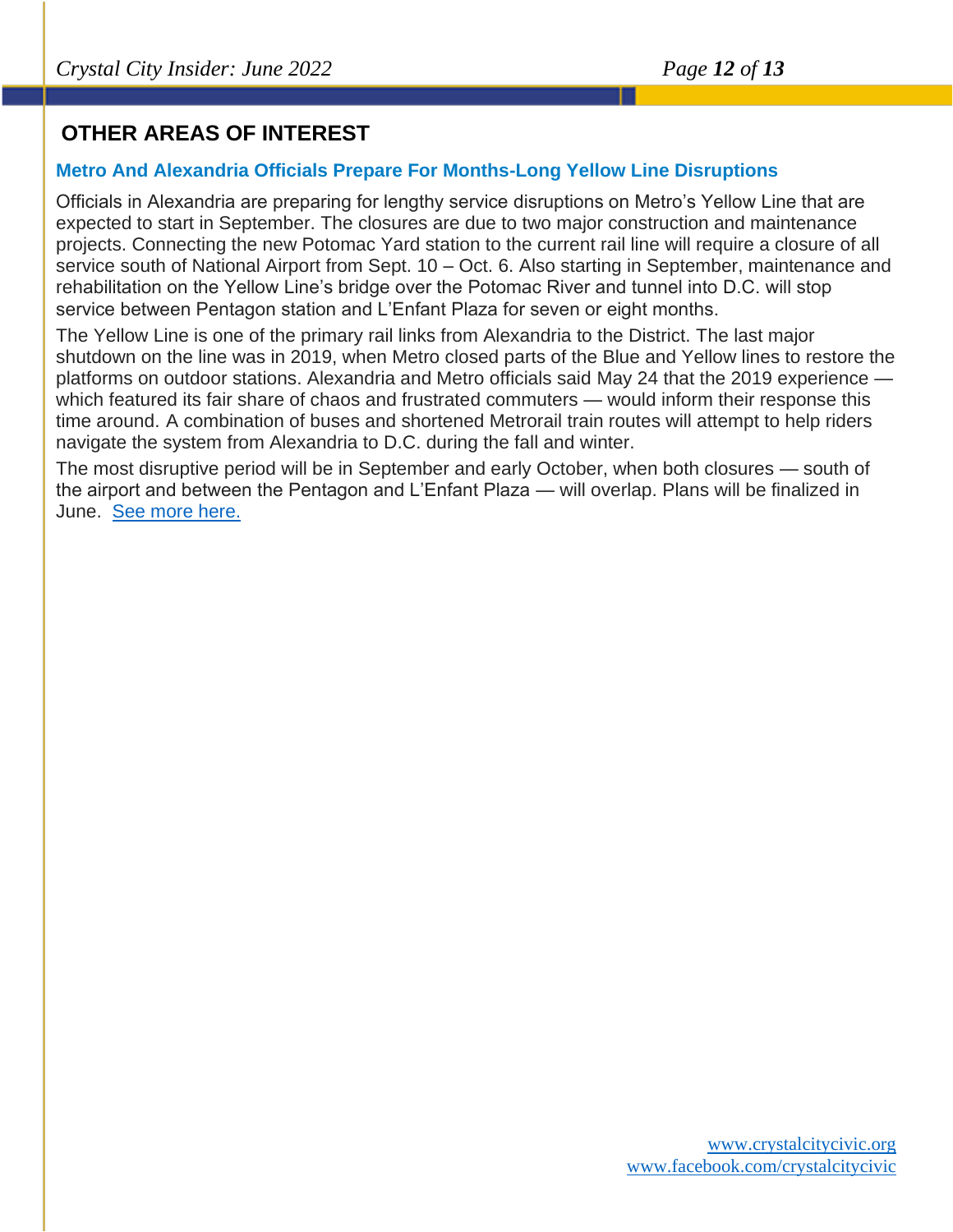## OTHER AREAS OF INTEREST

### Metro And Alexandria Officials Prepare For Months-Long Yellow Line Disruptions

Officials in Alexandria are preparing for lengthy service disruptions on Metro's Yellow Line that are expected to start in September. The closures are due to two major construction and maintenance projects. Connecting the new Potomac Yard station to the current rail line will require a closure of all service south of National Airport from Sept. 10 – Oct. 6. Also starting in September, maintenance and rehabilitation on the Yellow Line's bridge over the Potomac River and tunnel into D.C. will stop service between Pentagon station and L'Enfant Plaza for seven or eight months.

The Yellow Line is one of the primary rail links from Alexandria to the District. The last major shutdown on the line was in 2019, when Metro closed parts of the Blue and Yellow lines to restore the platforms on outdoor stations. Alexandria and Metro officials said May 24 that the 2019 experience — which featured its fair share of chaos and frustrated commuters — would inform their response this time around. A combination of buses and shortened Metrorail train routes will attempt to help riders navigate the system from Alexandria to D.C. during the fall and winter.

The most disruptive period will be in September and early October, when both closures — south of the airport and between the Pentagon and L'Enfant Plaza — will overlap. Plans will be finalized in June. [See more here.]

www.crystalcitycivic.org
www.facebook.com/crystalcitycivic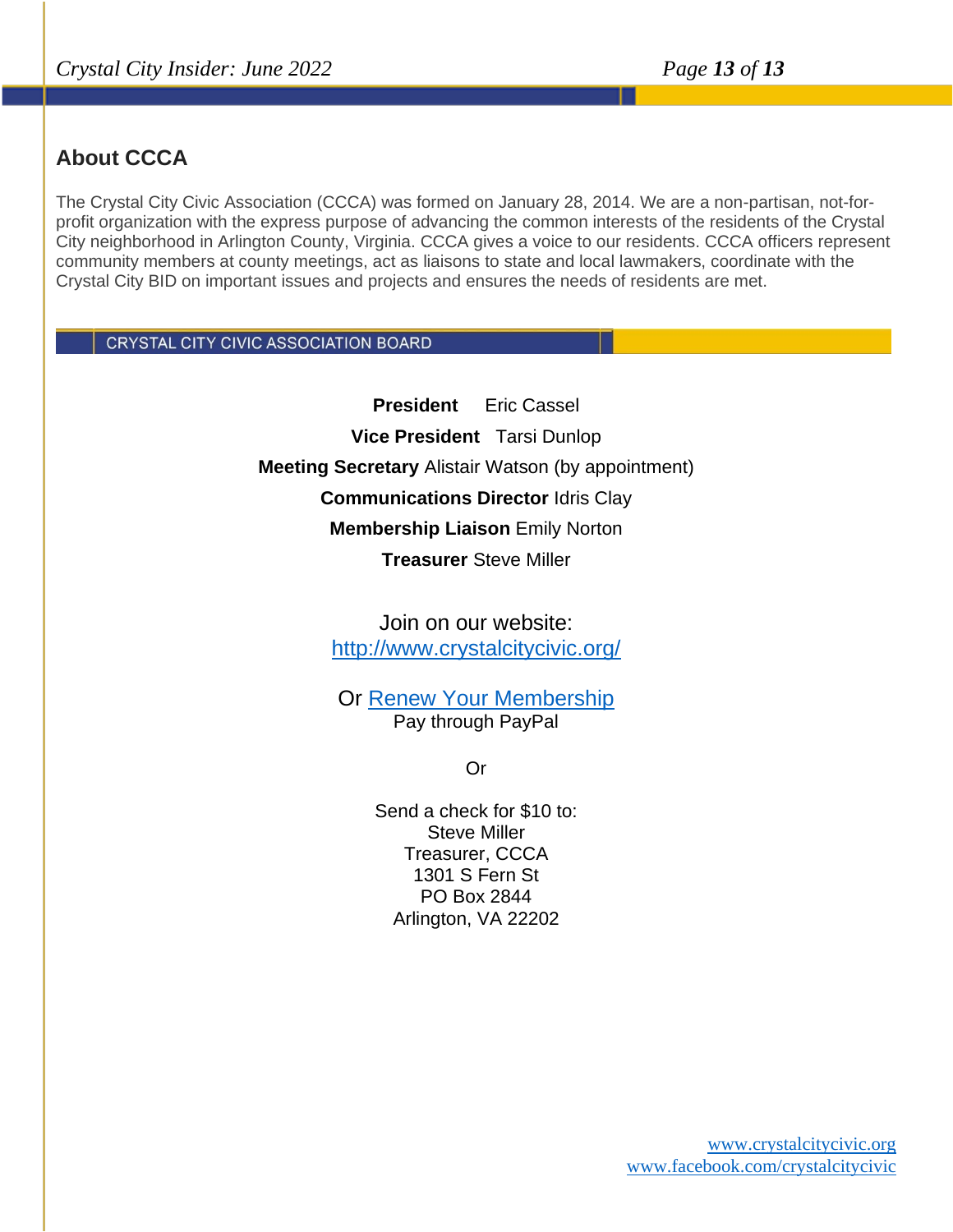## About CCCA

The Crystal City Civic Association (CCCA) was formed on January 28, 2014. We are a non-partisan, not-for-profit organization with the express purpose of advancing the common interests of the residents of the Crystal City neighborhood in Arlington County, Virginia. CCCA gives a voice to our residents. CCCA officers represent community members at county meetings, act as liaisons to state and local lawmakers, coordinate with the Crystal City BID on important issues and projects and ensures the needs of residents are met.

## CRYSTAL CITY CIVIC ASSOCIATION BOARD

**President** Eric Cassel

**Vice President** Tarsi Dunlop

**Meeting Secretary** Alistair Watson (by appointment)

**Communications Director** Idris Clay

**Membership Liaison** Emily Norton

**Treasurer** Steve Miller

Join on our website:
[http://www.crystalcitycivic.org/](http://www.crystalcitycivic.org/)

Or Renew Your Membership
Pay through PayPal

Or

Send a check for $10 to:
Steve Miller
Treasurer, CCCA
1301 S Fern St
PO Box 2844
Arlington, VA 22202

[www.crystalcitycivic.org](http://www.crystalcitycivic.org)
[www.facebook.com/crystalcitycivic](http://www.facebook.com/crystalcitycivic)